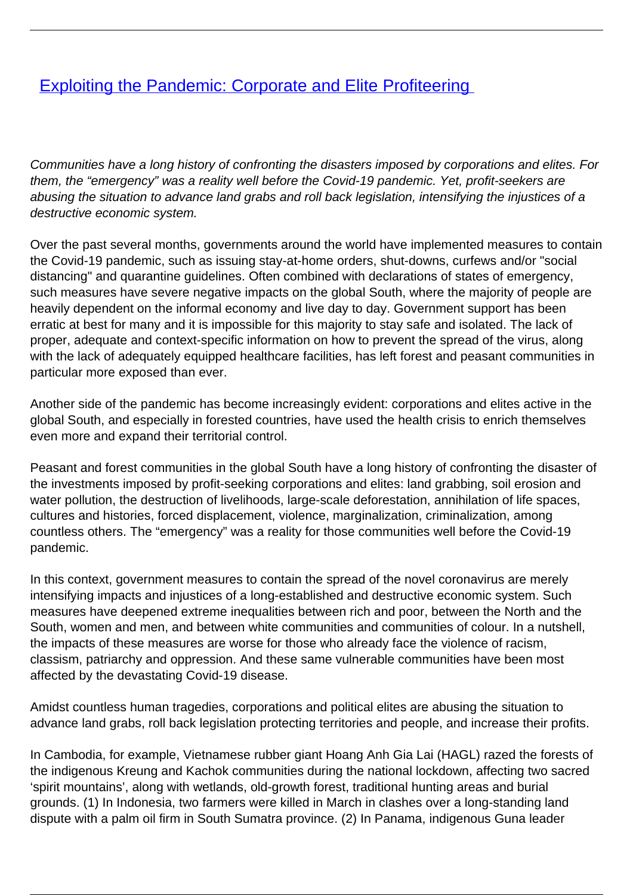# [Exploiting the Pandemic: Corporate and Elite Profiteering](#)

*Communities have a long history of confronting the disasters imposed by corporations and elites. For them, the "emergency" was a reality well before the Covid-19 pandemic. Yet, profit-seekers are abusing the situation to advance land grabs and roll back legislation, intensifying the injustices of a destructive economic system.*

Over the past several months, governments around the world have implemented measures to contain the Covid-19 pandemic, such as issuing stay-at-home orders, shut-downs, curfews and/or "social distancing" and quarantine guidelines. Often combined with declarations of states of emergency, such measures have severe negative impacts on the global South, where the majority of people are heavily dependent on the informal economy and live day to day. Government support has been erratic at best for many and it is impossible for this majority to stay safe and isolated. The lack of proper, adequate and context-specific information on how to prevent the spread of the virus, along with the lack of adequately equipped healthcare facilities, has left forest and peasant communities in particular more exposed than ever.

Another side of the pandemic has become increasingly evident: corporations and elites active in the global South, and especially in forested countries, have used the health crisis to enrich themselves even more and expand their territorial control.

Peasant and forest communities in the global South have a long history of confronting the disaster of the investments imposed by profit-seeking corporations and elites: land grabbing, soil erosion and water pollution, the destruction of livelihoods, large-scale deforestation, annihilation of life spaces, cultures and histories, forced displacement, violence, marginalization, criminalization, among countless others. The "emergency" was a reality for those communities well before the Covid-19 pandemic.

In this context, government measures to contain the spread of the novel coronavirus are merely intensifying impacts and injustices of a long-established and destructive economic system. Such measures have deepened extreme inequalities between rich and poor, between the North and the South, women and men, and between white communities and communities of colour. In a nutshell, the impacts of these measures are worse for those who already face the violence of racism, classism, patriarchy and oppression. And these same vulnerable communities have been most affected by the devastating Covid-19 disease.

Amidst countless human tragedies, corporations and political elites are abusing the situation to advance land grabs, roll back legislation protecting territories and people, and increase their profits.

In Cambodia, for example, Vietnamese rubber giant Hoang Anh Gia Lai (HAGL) razed the forests of the indigenous Kreung and Kachok communities during the national lockdown, affecting two sacred 'spirit mountains', along with wetlands, old-growth forest, traditional hunting areas and burial grounds. (1) In Indonesia, two farmers were killed in March in clashes over a long-standing land dispute with a palm oil firm in South Sumatra province. (2) In Panama, indigenous Guna leader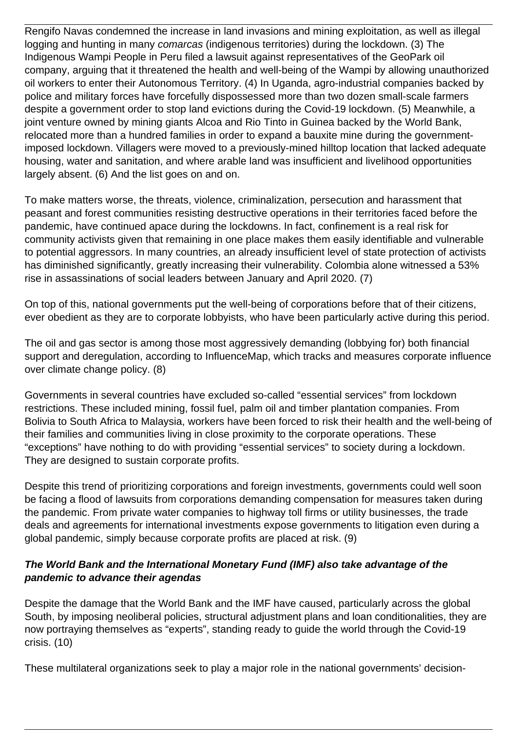Rengifo Navas condemned the increase in land invasions and mining exploitation, as well as illegal logging and hunting in many *comarcas* (indigenous territories) during the lockdown. (3) The Indigenous Wampi People in Peru filed a lawsuit against representatives of the GeoPark oil company, arguing that it threatened the health and well-being of the Wampi by allowing unauthorized oil workers to enter their Autonomous Territory. (4) In Uganda, agro-industrial companies backed by police and military forces have forcefully dispossessed more than two dozen small-scale farmers despite a government order to stop land evictions during the Covid-19 lockdown. (5) Meanwhile, a joint venture owned by mining giants Alcoa and Rio Tinto in Guinea backed by the World Bank, relocated more than a hundred families in order to expand a bauxite mine during the government-imposed lockdown. Villagers were moved to a previously-mined hilltop location that lacked adequate housing, water and sanitation, and where arable land was insufficient and livelihood opportunities largely absent. (6) And the list goes on and on.

To make matters worse, the threats, violence, criminalization, persecution and harassment that peasant and forest communities resisting destructive operations in their territories faced before the pandemic, have continued apace during the lockdowns. In fact, confinement is a real risk for community activists given that remaining in one place makes them easily identifiable and vulnerable to potential aggressors. In many countries, an already insufficient level of state protection of activists has diminished significantly, greatly increasing their vulnerability. Colombia alone witnessed a 53% rise in assassinations of social leaders between January and April 2020. (7)

On top of this, national governments put the well-being of corporations before that of their citizens, ever obedient as they are to corporate lobbyists, who have been particularly active during this period.

The oil and gas sector is among those most aggressively demanding (lobbying for) both financial support and deregulation, according to InfluenceMap, which tracks and measures corporate influence over climate change policy. (8)

Governments in several countries have excluded so-called "essential services" from lockdown restrictions. These included mining, fossil fuel, palm oil and timber plantation companies. From Bolivia to South Africa to Malaysia, workers have been forced to risk their health and the well-being of their families and communities living in close proximity to the corporate operations. These "exceptions" have nothing to do with providing "essential services" to society during a lockdown. They are designed to sustain corporate profits.

Despite this trend of prioritizing corporations and foreign investments, governments could well soon be facing a flood of lawsuits from corporations demanding compensation for measures taken during the pandemic. From private water companies to highway toll firms or utility businesses, the trade deals and agreements for international investments expose governments to litigation even during a global pandemic, simply because corporate profits are placed at risk. (9)

### ***The World Bank and the International Monetary Fund (IMF) also take advantage of the pandemic to advance their agendas***

Despite the damage that the World Bank and the IMF have caused, particularly across the global South, by imposing neoliberal policies, structural adjustment plans and loan conditionalities, they are now portraying themselves as "experts", standing ready to guide the world through the Covid-19 crisis. (10)

These multilateral organizations seek to play a major role in the national governments' decision-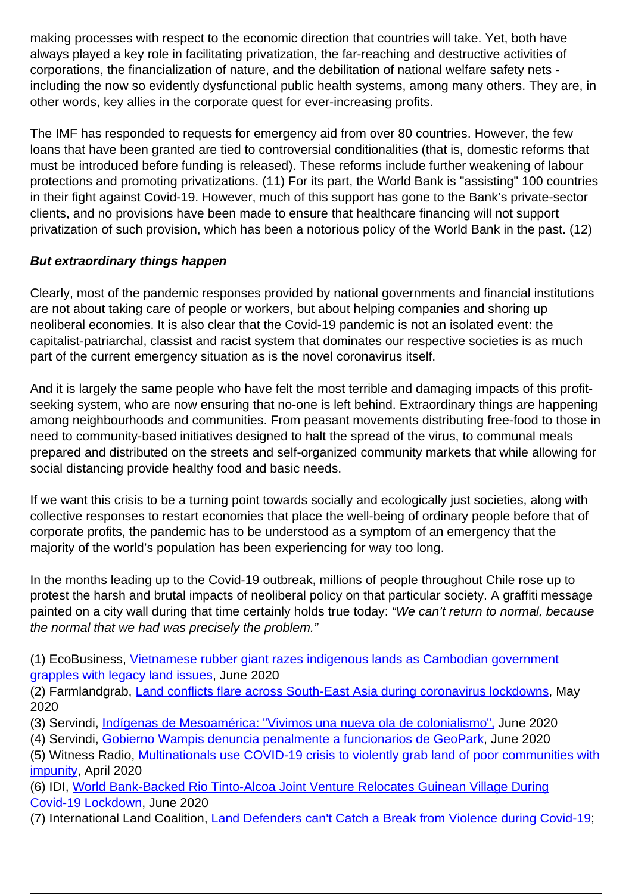making processes with respect to the economic direction that countries will take. Yet, both have always played a key role in facilitating privatization, the far-reaching and destructive activities of corporations, the financialization of nature, and the debilitation of national welfare safety nets - including the now so evidently dysfunctional public health systems, among many others. They are, in other words, key allies in the corporate quest for ever-increasing profits.

The IMF has responded to requests for emergency aid from over 80 countries. However, the few loans that have been granted are tied to controversial conditionalities (that is, domestic reforms that must be introduced before funding is released). These reforms include further weakening of labour protections and promoting privatizations. (11) For its part, the World Bank is "assisting" 100 countries in their fight against Covid-19. However, much of this support has gone to the Bank's private-sector clients, and no provisions have been made to ensure that healthcare financing will not support privatization of such provision, which has been a notorious policy of the World Bank in the past. (12)

***But extraordinary things happen***

Clearly, most of the pandemic responses provided by national governments and financial institutions are not about taking care of people or workers, but about helping companies and shoring up neoliberal economies. It is also clear that the Covid-19 pandemic is not an isolated event: the capitalist-patriarchal, classist and racist system that dominates our respective societies is as much part of the current emergency situation as is the novel coronavirus itself.

And it is largely the same people who have felt the most terrible and damaging impacts of this profit-seeking system, who are now ensuring that no-one is left behind. Extraordinary things are happening among neighbourhoods and communities. From peasant movements distributing free-food to those in need to community-based initiatives designed to halt the spread of the virus, to communal meals prepared and distributed on the streets and self-organized community markets that while allowing for social distancing provide healthy food and basic needs.

If we want this crisis to be a turning point towards socially and ecologically just societies, along with collective responses to restart economies that place the well-being of ordinary people before that of corporate profits, the pandemic has to be understood as a symptom of an emergency that the majority of the world's population has been experiencing for way too long.

In the months leading up to the Covid-19 outbreak, millions of people throughout Chile rose up to protest the harsh and brutal impacts of neoliberal policy on that particular society. A graffiti message painted on a city wall during that time certainly holds true today: *"We can't return to normal, because the normal that we had was precisely the problem."*

(1) EcoBusiness, Vietnamese rubber giant razes indigenous lands as Cambodian government grapples with legacy land issues, June 2020
(2) Farmlandgrab, Land conflicts flare across South-East Asia during coronavirus lockdowns, May 2020
(3) Servindi, Indígenas de Mesoamérica: "Vivimos una nueva ola de colonialismo", June 2020
(4) Servindi, Gobierno Wampis denuncia penalmente a funcionarios de GeoPark, June 2020
(5) Witness Radio, Multinationals use COVID-19 crisis to violently grab land of poor communities with impunity, April 2020
(6) IDI, World Bank-Backed Rio Tinto-Alcoa Joint Venture Relocates Guinean Village During Covid-19 Lockdown, June 2020
(7) International Land Coalition, Land Defenders can't Catch a Break from Violence during Covid-19;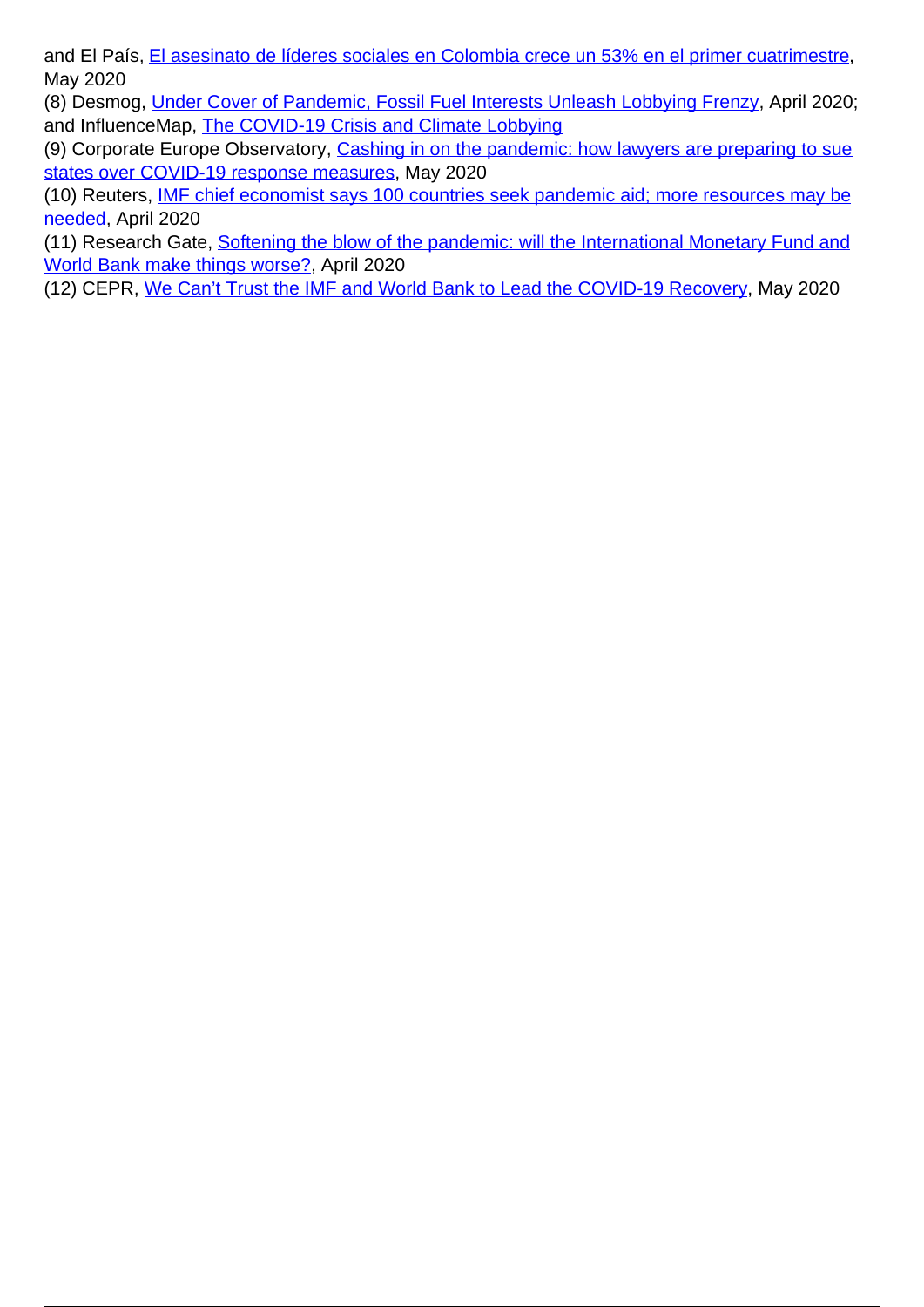and El País, El asesinato de líderes sociales en Colombia crece un 53% en el primer cuatrimestre, May 2020

(8) Desmog, Under Cover of Pandemic, Fossil Fuel Interests Unleash Lobbying Frenzy, April 2020; and InfluenceMap, The COVID-19 Crisis and Climate Lobbying

(9) Corporate Europe Observatory, Cashing in on the pandemic: how lawyers are preparing to sue states over COVID-19 response measures, May 2020

(10) Reuters, IMF chief economist says 100 countries seek pandemic aid; more resources may be needed, April 2020

(11) Research Gate, Softening the blow of the pandemic: will the International Monetary Fund and World Bank make things worse?, April 2020

(12) CEPR, We Can't Trust the IMF and World Bank to Lead the COVID-19 Recovery, May 2020